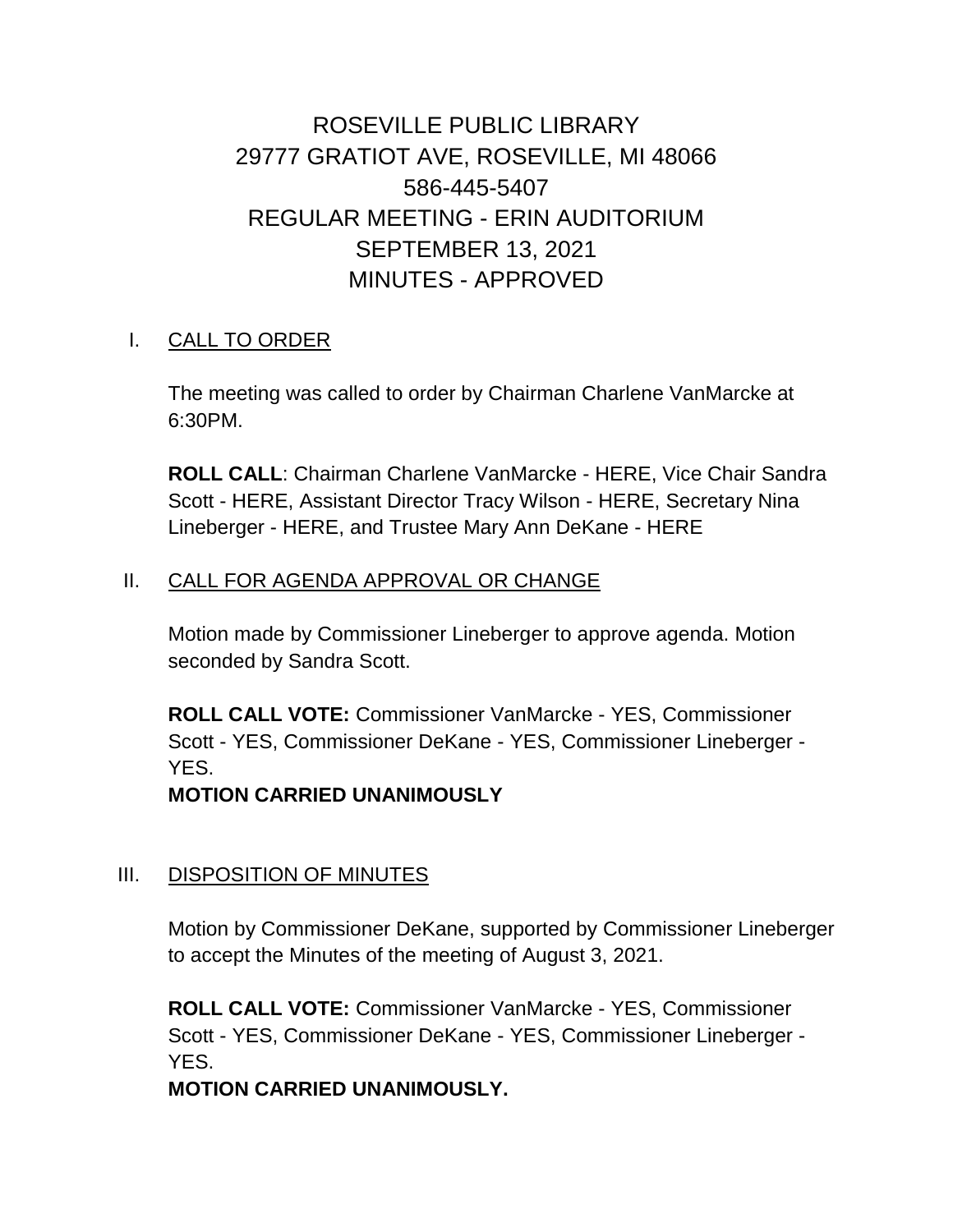# ROSEVILLE PUBLIC LIBRARY
## 29777 GRATIOT AVE, ROSEVILLE, MI 48066
## 586-445-5407
## REGULAR MEETING - ERIN AUDITORIUM
## SEPTEMBER 13, 2021
## MINUTES - APPROVED

I. CALL TO ORDER

The meeting was called to order by Chairman Charlene VanMarcke at 6:30PM.

**ROLL CALL**: Chairman Charlene VanMarcke - HERE, Vice Chair Sandra Scott - HERE, Assistant Director Tracy Wilson - HERE, Secretary Nina Lineberger - HERE, and Trustee Mary Ann DeKane - HERE

II. CALL FOR AGENDA APPROVAL OR CHANGE

Motion made by Commissioner Lineberger to approve agenda. Motion seconded by Sandra Scott.

**ROLL CALL VOTE:** Commissioner VanMarcke - YES, Commissioner Scott - YES, Commissioner DeKane - YES, Commissioner Lineberger - YES.

**MOTION CARRIED UNANIMOUSLY**

III. DISPOSITION OF MINUTES

Motion by Commissioner DeKane, supported by Commissioner Lineberger to accept the Minutes of the meeting of August 3, 2021.

**ROLL CALL VOTE:** Commissioner VanMarcke - YES, Commissioner Scott - YES, Commissioner DeKane - YES, Commissioner Lineberger - YES.

**MOTION CARRIED UNANIMOUSLY.**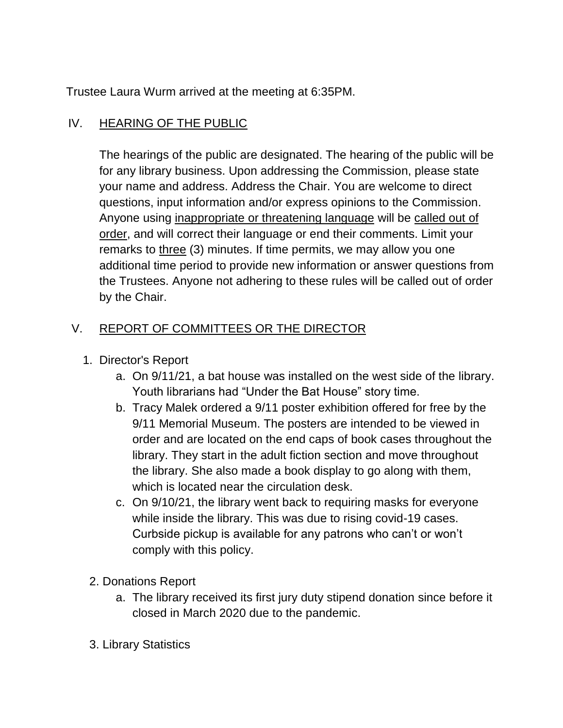Trustee Laura Wurm arrived at the meeting at 6:35PM.

## IV. HEARING OF THE PUBLIC

The hearings of the public are designated. The hearing of the public will be for any library business. Upon addressing the Commission, please state your name and address. Address the Chair. You are welcome to direct questions, input information and/or express opinions to the Commission. Anyone using inappropriate or threatening language will be called out of order, and will correct their language or end their comments. Limit your remarks to three (3) minutes. If time permits, we may allow you one additional time period to provide new information or answer questions from the Trustees. Anyone not adhering to these rules will be called out of order by the Chair.

## V. REPORT OF COMMITTEES OR THE DIRECTOR

1. Director's Report
   a. On 9/11/21, a bat house was installed on the west side of the library. Youth librarians had "Under the Bat House" story time.
   b. Tracy Malek ordered a 9/11 poster exhibition offered for free by the 9/11 Memorial Museum. The posters are intended to be viewed in order and are located on the end caps of book cases throughout the library. They start in the adult fiction section and move throughout the library. She also made a book display to go along with them, which is located near the circulation desk.
   c. On 9/10/21, the library went back to requiring masks for everyone while inside the library. This was due to rising covid-19 cases. Curbside pickup is available for any patrons who can't or won't comply with this policy.

2. Donations Report
   a. The library received its first jury duty stipend donation since before it closed in March 2020 due to the pandemic.

3. Library Statistics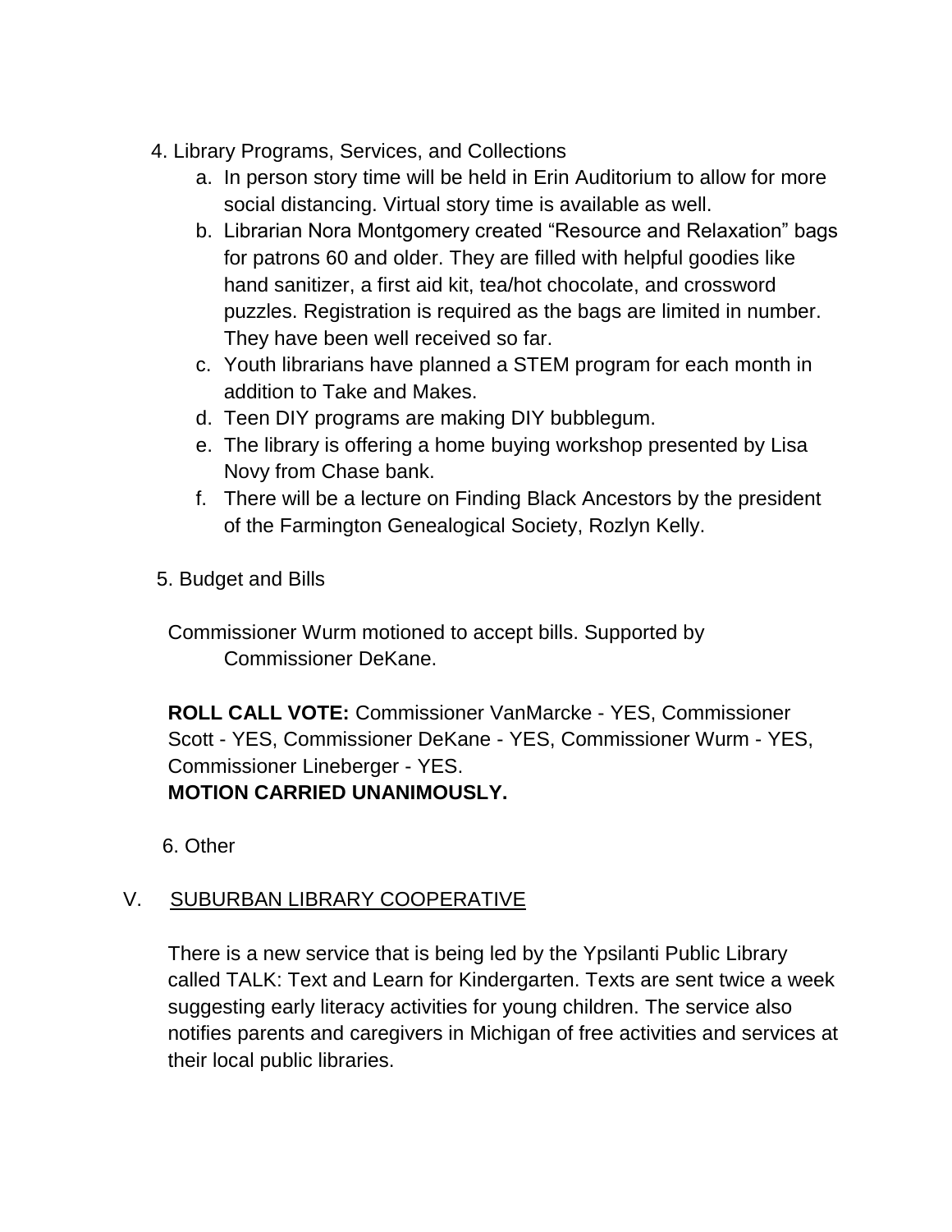4. Library Programs, Services, and Collections
    a. In person story time will be held in Erin Auditorium to allow for more social distancing. Virtual story time is available as well.
    b. Librarian Nora Montgomery created “Resource and Relaxation” bags for patrons 60 and older. They are filled with helpful goodies like hand sanitizer, a first aid kit, tea/hot chocolate, and crossword puzzles. Registration is required as the bags are limited in number. They have been well received so far.
    c. Youth librarians have planned a STEM program for each month in addition to Take and Makes.
    d. Teen DIY programs are making DIY bubblegum.
    e. The library is offering a home buying workshop presented by Lisa Novy from Chase bank.
    f. There will be a lecture on Finding Black Ancestors by the president of the Farmington Genealogical Society, Rozlyn Kelly.

5. Budget and Bills

Commissioner Wurm motioned to accept bills. Supported by Commissioner DeKane.

**ROLL CALL VOTE:** Commissioner VanMarcke - YES, Commissioner Scott - YES, Commissioner DeKane - YES, Commissioner Wurm - YES, Commissioner Lineberger - YES.
**MOTION CARRIED UNANIMOUSLY.**

6. Other

## V. SUBURBAN LIBRARY COOPERATIVE

There is a new service that is being led by the Ypsilanti Public Library called TALK: Text and Learn for Kindergarten. Texts are sent twice a week suggesting early literacy activities for young children. The service also notifies parents and caregivers in Michigan of free activities and services at their local public libraries.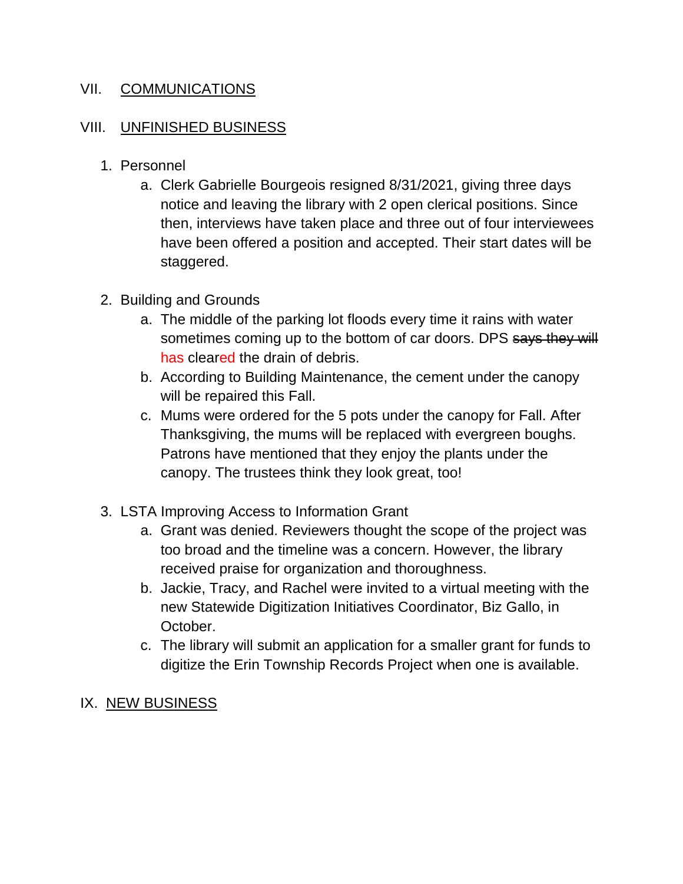VII. COMMUNICATIONS

VIII. UNFINISHED BUSINESS

1. Personnel
   a. Clerk Gabrielle Bourgeois resigned 8/31/2021, giving three days notice and leaving the library with 2 open clerical positions. Since then, interviews have taken place and three out of four interviewees have been offered a position and accepted. Their start dates will be staggered.

2. Building and Grounds
   a. The middle of the parking lot floods every time it rains with water sometimes coming up to the bottom of car doors. DPS ~~says they will~~ has cleared the drain of debris.
   b. According to Building Maintenance, the cement under the canopy will be repaired this Fall.
   c. Mums were ordered for the 5 pots under the canopy for Fall. After Thanksgiving, the mums will be replaced with evergreen boughs. Patrons have mentioned that they enjoy the plants under the canopy. The trustees think they look great, too!

3. LSTA Improving Access to Information Grant
   a. Grant was denied. Reviewers thought the scope of the project was too broad and the timeline was a concern. However, the library received praise for organization and thoroughness.
   b. Jackie, Tracy, and Rachel were invited to a virtual meeting with the new Statewide Digitization Initiatives Coordinator, Biz Gallo, in October.
   c. The library will submit an application for a smaller grant for funds to digitize the Erin Township Records Project when one is available.

IX. NEW BUSINESS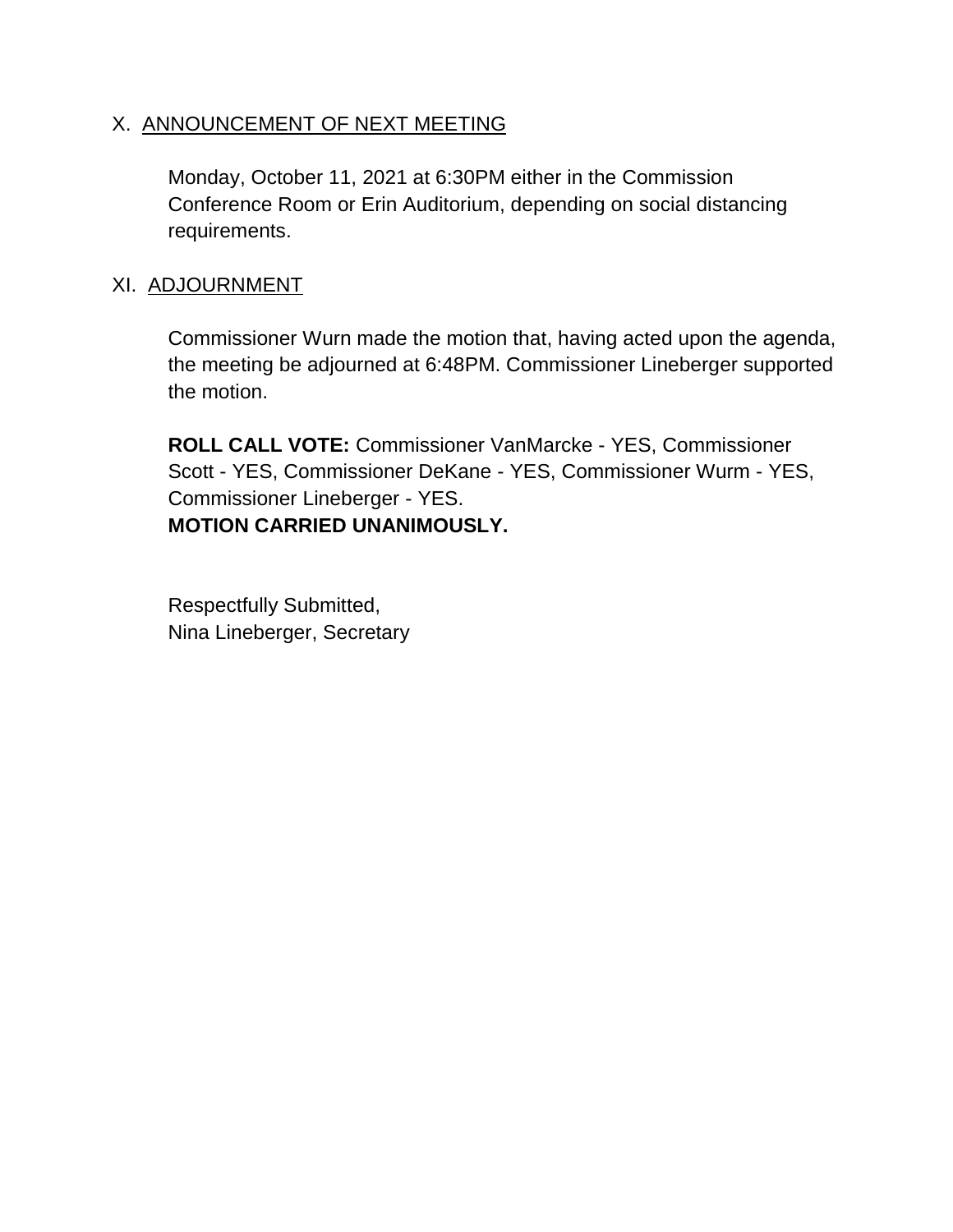## X. ANNOUNCEMENT OF NEXT MEETING

Monday, October 11, 2021 at 6:30PM either in the Commission Conference Room or Erin Auditorium, depending on social distancing requirements.

## XI. ADJOURNMENT

Commissioner Wurn made the motion that, having acted upon the agenda, the meeting be adjourned at 6:48PM. Commissioner Lineberger supported the motion.

**ROLL CALL VOTE:** Commissioner VanMarcke - YES, Commissioner Scott - YES, Commissioner DeKane - YES, Commissioner Wurm - YES, Commissioner Lineberger - YES.
**MOTION CARRIED UNANIMOUSLY.**

Respectfully Submitted,
Nina Lineberger, Secretary